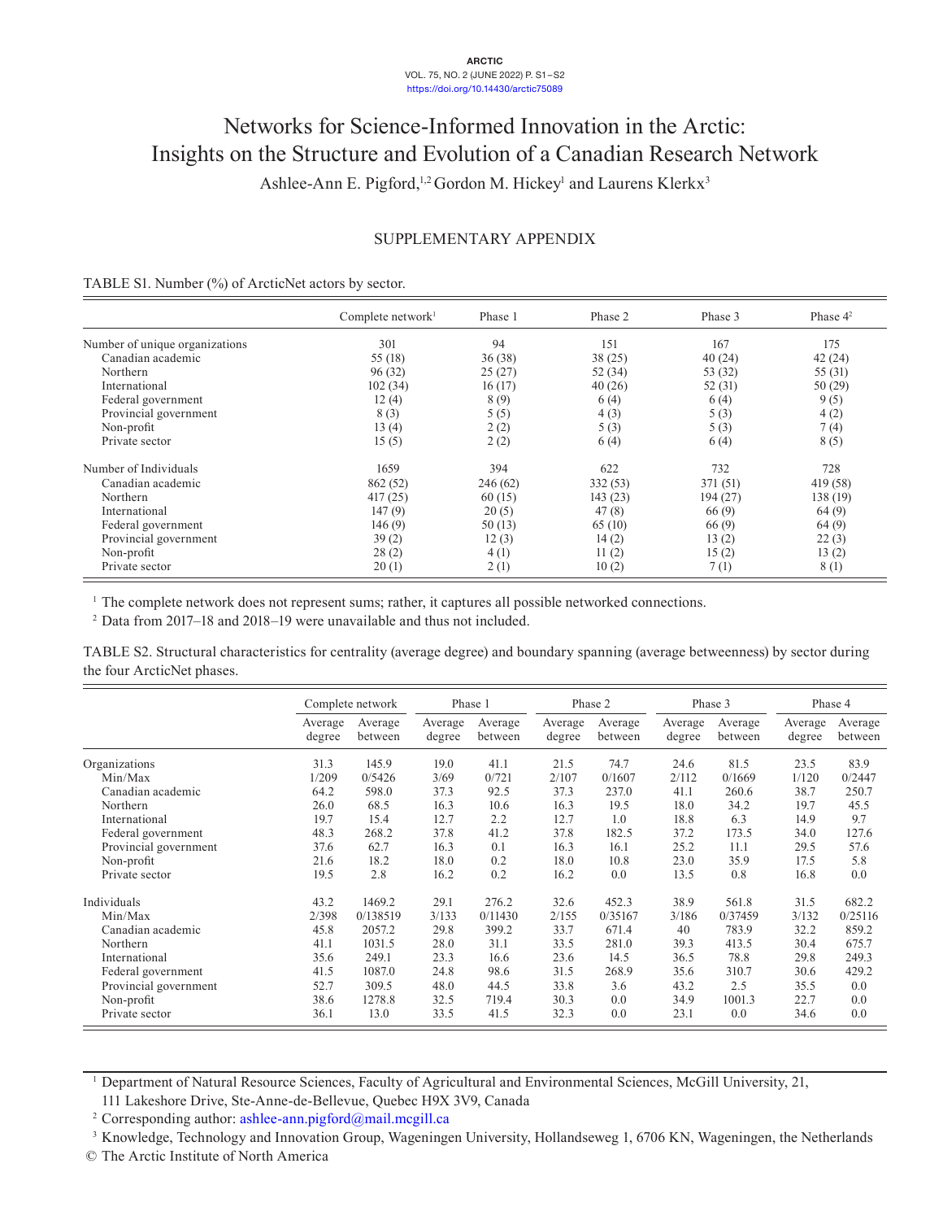# Networks for Science-Informed Innovation in the Arctic: Insights on the Structure and Evolution of a Canadian Research Network

Ashlee-Ann E. Pigford,[1,2] Gordon M. Hickey[1] and Laurens Klerkx[3]

## SUPPLEMENTARY APPENDIX

TABLE S1. Number (%) of ArcticNet actors by sector.

| | Complete network[1] | Phase 1 | Phase 2 | Phase 3 | Phase 4[2] |
|---|---|---|---|---|---|
| Number of unique organizations | 301 | 94 | 151 | 167 | 175 |
| Canadian academic | 55 (18) | 36 (38) | 38 (25) | 40 (24) | 42 (24) |
| Northern | 96 (32) | 25 (27) | 52 (34) | 53 (32) | 55 (31) |
| International | 102 (34) | 16 (17) | 40 (26) | 52 (31) | 50 (29) |
| Federal government | 12 (4) | 8 (9) | 6 (4) | 6 (4) | 9 (5) |
| Provincial government | 8 (3) | 5 (5) | 4 (3) | 5 (3) | 4 (2) |
| Non-profit | 13 (4) | 2 (2) | 5 (3) | 5 (3) | 7 (4) |
| Private sector | 15 (5) | 2 (2) | 6 (4) | 6 (4) | 8 (5) |
| Number of Individuals | 1659 | 394 | 622 | 732 | 728 |
| Canadian academic | 862 (52) | 246 (62) | 332 (53) | 371 (51) | 419 (58) |
| Northern | 417 (25) | 60 (15) | 143 (23) | 194 (27) | 138 (19) |
| International | 147 (9) | 20 (5) | 47 (8) | 66 (9) | 64 (9) |
| Federal government | 146 (9) | 50 (13) | 65 (10) | 66 (9) | 64 (9) |
| Provincial government | 39 (2) | 12 (3) | 14 (2) | 13 (2) | 22 (3) |
| Non-profit | 28 (2) | 4 (1) | 11 (2) | 15 (2) | 13 (2) |
| Private sector | 20 (1) | 2 (1) | 10 (2) | 7 (1) | 8 (1) |

[1] The complete network does not represent sums; rather, it captures all possible networked connections.

[2] Data from 2017–18 and 2018–19 were unavailable and thus not included.

TABLE S2. Structural characteristics for centrality (average degree) and boundary spanning (average betweenness) by sector during the four ArcticNet phases.

| | Complete network | | Phase 1 | | Phase 2 | | Phase 3 | | Phase 4 | |
|---|---|---|---|---|---|---|---|---|---|---|
| | Average degree | Average between | Average degree | Average between | Average degree | Average between | Average degree | Average between | Average degree | Average between |
| Organizations | 31.3 | 145.9 | 19.0 | 41.1 | 21.5 | 74.7 | 24.6 | 81.5 | 23.5 | 83.9 |
| Min/Max | 1/209 | 0/5426 | 3/69 | 0/721 | 2/107 | 0/1607 | 2/112 | 0/1669 | 1/120 | 0/2447 |
| Canadian academic | 64.2 | 598.0 | 37.3 | 92.5 | 37.3 | 237.0 | 41.1 | 260.6 | 38.7 | 250.7 |
| Northern | 26.0 | 68.5 | 16.3 | 10.6 | 16.3 | 19.5 | 18.0 | 34.2 | 19.7 | 45.5 |
| International | 19.7 | 15.4 | 12.7 | 2.2 | 12.7 | 1.0 | 18.8 | 6.3 | 14.9 | 9.7 |
| Federal government | 48.3 | 268.2 | 37.8 | 41.2 | 37.8 | 182.5 | 37.2 | 173.5 | 34.0 | 127.6 |
| Provincial government | 37.6 | 62.7 | 16.3 | 0.1 | 16.3 | 16.1 | 25.2 | 11.1 | 29.5 | 57.6 |
| Non-profit | 21.6 | 18.2 | 18.0 | 0.2 | 18.0 | 10.8 | 23.0 | 35.9 | 17.5 | 5.8 |
| Private sector | 19.5 | 2.8 | 16.2 | 0.2 | 16.2 | 0.0 | 13.5 | 0.8 | 16.8 | 0.0 |
| Individuals | 43.2 | 1469.2 | 29.1 | 276.2 | 32.6 | 452.3 | 38.9 | 561.8 | 31.5 | 682.2 |
| Min/Max | 2/398 | 0/138519 | 3/133 | 0/11430 | 2/155 | 0/35167 | 3/186 | 0/37459 | 3/132 | 0/25116 |
| Canadian academic | 45.8 | 2057.2 | 29.8 | 399.2 | 33.7 | 671.4 | 40 | 783.9 | 32.2 | 859.2 |
| Northern | 41.1 | 1031.5 | 28.0 | 31.1 | 33.5 | 281.0 | 39.3 | 413.5 | 30.4 | 675.7 |
| International | 35.6 | 249.1 | 23.3 | 16.6 | 23.6 | 14.5 | 36.5 | 78.8 | 29.8 | 249.3 |
| Federal government | 41.5 | 1087.0 | 24.8 | 98.6 | 31.5 | 268.9 | 35.6 | 310.7 | 30.6 | 429.2 |
| Provincial government | 52.7 | 309.5 | 48.0 | 44.5 | 33.8 | 3.6 | 43.2 | 2.5 | 35.5 | 0.0 |
| Non-profit | 38.6 | 1278.8 | 32.5 | 719.4 | 30.3 | 0.0 | 34.9 | 1001.3 | 22.7 | 0.0 |
| Private sector | 36.1 | 13.0 | 33.5 | 41.5 | 32.3 | 0.0 | 23.1 | 0.0 | 34.6 | 0.0 |

[1] Department of Natural Resource Sciences, Faculty of Agricultural and Environmental Sciences, McGill University, 21, 111 Lakeshore Drive, Ste-Anne-de-Bellevue, Quebec H9X 3V9, Canada

[2] Corresponding author: ashlee-ann.pigford@mail.mcgill.ca

[3] Knowledge, Technology and Innovation Group, Wageningen University, Hollandseweg 1, 6706 KN, Wageningen, the Netherlands

© The Arctic Institute of North America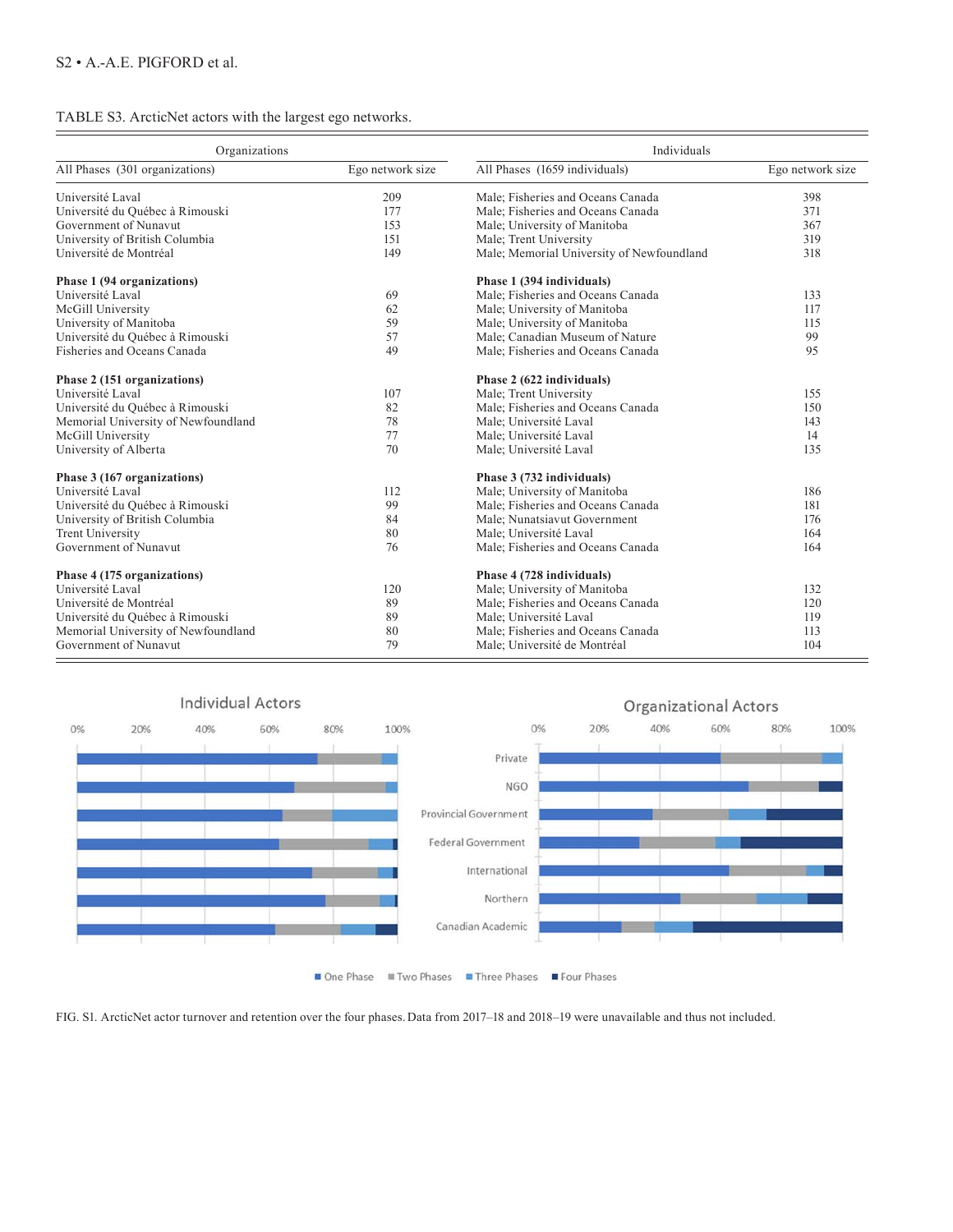TABLE S3. ArcticNet actors with the largest ego networks.

| Organizations | | Individuals | |
|---|---|---|---|
| All Phases (301 organizations) | Ego network size | All Phases (1659 individuals) | Ego network size |
| Université Laval | 209 | Male; Fisheries and Oceans Canada | 398 |
| Université du Québec à Rimouski | 177 | Male; Fisheries and Oceans Canada | 371 |
| Government of Nunavut | 153 | Male; University of Manitoba | 367 |
| University of British Columbia | 151 | Male; Trent University | 319 |
| Université de Montréal | 149 | Male; Memorial University of Newfoundland | 318 |
| **Phase 1 (94 organizations)** | | **Phase 1 (394 individuals)** | |
| Université Laval | 69 | Male; Fisheries and Oceans Canada | 133 |
| McGill University | 62 | Male; University of Manitoba | 117 |
| University of Manitoba | 59 | Male; University of Manitoba | 115 |
| Université du Québec à Rimouski | 57 | Male; Canadian Museum of Nature | 99 |
| Fisheries and Oceans Canada | 49 | Male; Fisheries and Oceans Canada | 95 |
| **Phase 2 (151 organizations)** | | **Phase 2 (622 individuals)** | |
| Université Laval | 107 | Male; Trent University | 155 |
| Université du Québec à Rimouski | 82 | Male; Fisheries and Oceans Canada | 150 |
| Memorial University of Newfoundland | 78 | Male; Université Laval | 143 |
| McGill University | 77 | Male; Université Laval | 14 |
| University of Alberta | 70 | Male; Université Laval | 135 |
| **Phase 3 (167 organizations)** | | **Phase 3 (732 individuals)** | |
| Université Laval | 112 | Male; University of Manitoba | 186 |
| Université du Québec à Rimouski | 99 | Male; Fisheries and Oceans Canada | 181 |
| University of British Columbia | 84 | Male; Nunatsiavut Government | 176 |
| Trent University | 80 | Male; Université Laval | 164 |
| Government of Nunavut | 76 | Male; Fisheries and Oceans Canada | 164 |
| **Phase 4 (175 organizations)** | | **Phase 4 (728 individuals)** | |
| Université Laval | 120 | Male; University of Manitoba | 132 |
| Université de Montréal | 89 | Male; Fisheries and Oceans Canada | 120 |
| Université du Québec à Rimouski | 89 | Male; Université Laval | 119 |
| Memorial University of Newfoundland | 80 | Male; Fisheries and Oceans Canada | 113 |
| Government of Nunavut | 79 | Male; Université de Montréal | 104 |

Individual Actors

0% 20% 40% 60% 80% 100%

Organizational Actors

0% 20% 40% 60% 80% 100%

Private

NGO

Provincial Government

Federal Government

International

Northern

Canadian Academic

One Phase Two Phases Three Phases Four Phases

FIG. S1. ArcticNet actor turnover and retention over the four phases. Data from 2017–18 and 2018–19 were unavailable and thus not included.